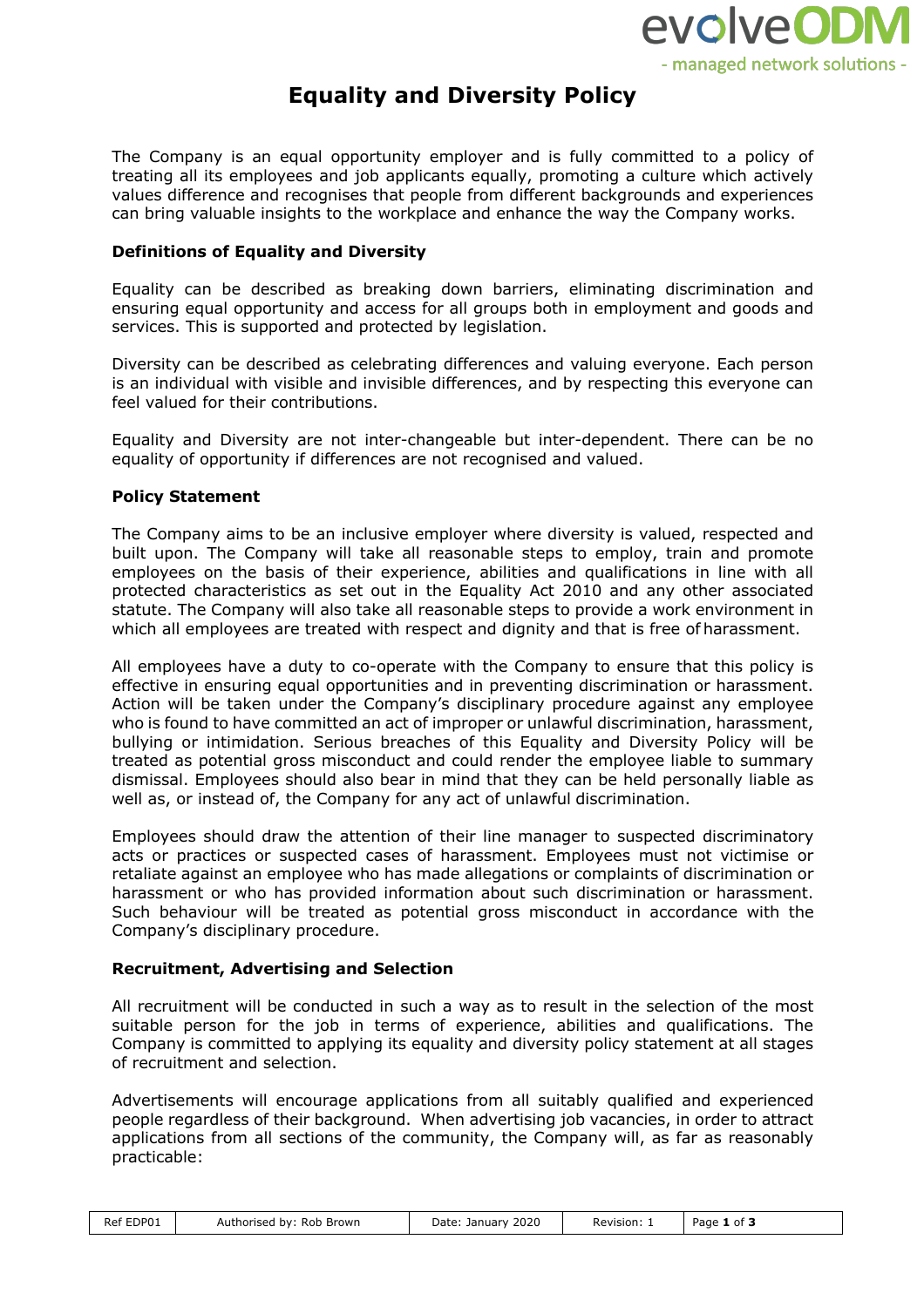# Equality and Diversity Policy

The Company is an equal opportunity employer and is fully committed to a policy of treating all its employees and job applicants equally, promoting a culture which actively values difference and recognises that people from different backgrounds and experiences can bring valuable insights to the workplace and enhance the way the Company works.

### Definitions of Equality and Diversity

Equality can be described as breaking down barriers, eliminating discrimination and ensuring equal opportunity and access for all groups both in employment and goods and services. This is supported and protected by legislation.

Diversity can be described as celebrating differences and valuing everyone. Each person is an individual with visible and invisible differences, and by respecting this everyone can feel valued for their contributions.

Equality and Diversity are not inter-changeable but inter-dependent. There can be no equality of opportunity if differences are not recognised and valued.

### Policy Statement

The Company aims to be an inclusive employer where diversity is valued, respected and built upon. The Company will take all reasonable steps to employ, train and promote employees on the basis of their experience, abilities and qualifications in line with all protected characteristics as set out in the Equality Act 2010 and any other associated statute. The Company will also take all reasonable steps to provide a work environment in which all employees are treated with respect and dignity and that is free of harassment.

All employees have a duty to co-operate with the Company to ensure that this policy is effective in ensuring equal opportunities and in preventing discrimination or harassment. Action will be taken under the Company's disciplinary procedure against any employee who is found to have committed an act of improper or unlawful discrimination, harassment, bullying or intimidation. Serious breaches of this Equality and Diversity Policy will be treated as potential gross misconduct and could render the employee liable to summary dismissal. Employees should also bear in mind that they can be held personally liable as well as, or instead of, the Company for any act of unlawful discrimination.

Employees should draw the attention of their line manager to suspected discriminatory acts or practices or suspected cases of harassment. Employees must not victimise or retaliate against an employee who has made allegations or complaints of discrimination or harassment or who has provided information about such discrimination or harassment. Such behaviour will be treated as potential gross misconduct in accordance with the Company's disciplinary procedure.

### Recruitment, Advertising and Selection

All recruitment will be conducted in such a way as to result in the selection of the most suitable person for the job in terms of experience, abilities and qualifications. The Company is committed to applying its equality and diversity policy statement at all stages of recruitment and selection.

Advertisements will encourage applications from all suitably qualified and experienced people regardless of their background. When advertising job vacancies, in order to attract applications from all sections of the community, the Company will, as far as reasonably practicable: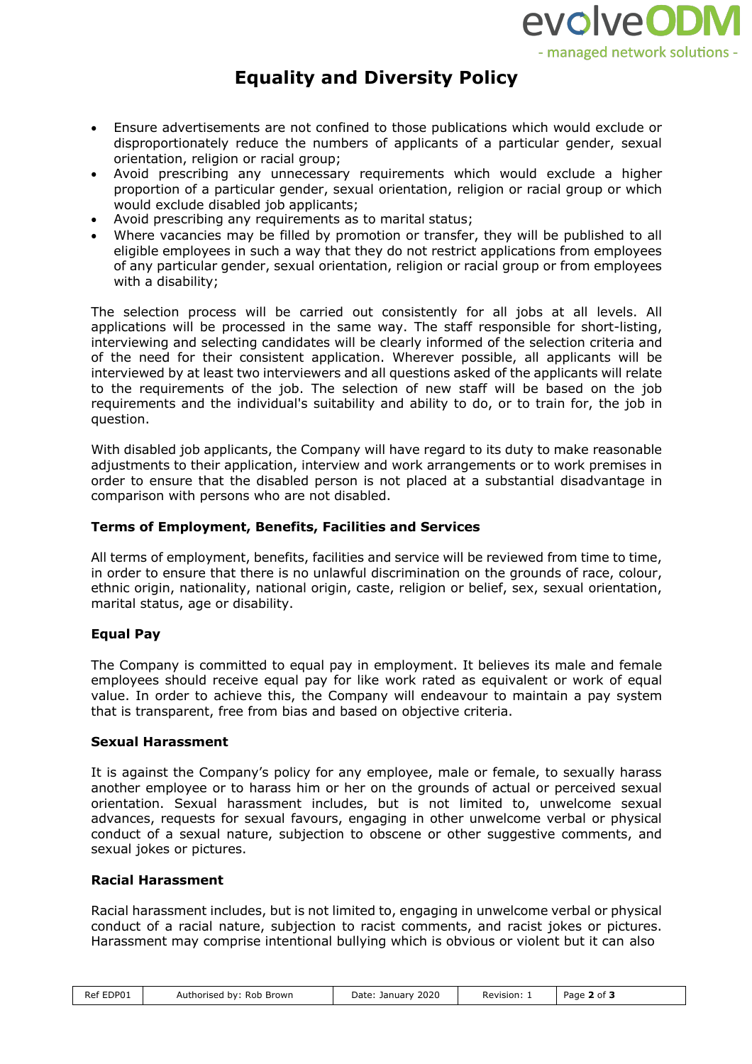- Ensure advertisements are not confined to those publications which would exclude or disproportionately reduce the numbers of applicants of a particular gender, sexual orientation, religion or racial group;
- Avoid prescribing any unnecessary requirements which would exclude a higher proportion of a particular gender, sexual orientation, religion or racial group or which would exclude disabled job applicants;
- Avoid prescribing any requirements as to marital status;
- Where vacancies may be filled by promotion or transfer, they will be published to all eligible employees in such a way that they do not restrict applications from employees of any particular gender, sexual orientation, religion or racial group or from employees with a disability;

The selection process will be carried out consistently for all jobs at all levels. All applications will be processed in the same way. The staff responsible for short-listing, interviewing and selecting candidates will be clearly informed of the selection criteria and of the need for their consistent application. Wherever possible, all applicants will be interviewed by at least two interviewers and all questions asked of the applicants will relate to the requirements of the job. The selection of new staff will be based on the job requirements and the individual's suitability and ability to do, or to train for, the job in question.

With disabled job applicants, the Company will have regard to its duty to make reasonable adjustments to their application, interview and work arrangements or to work premises in order to ensure that the disabled person is not placed at a substantial disadvantage in comparison with persons who are not disabled.

### Terms of Employment, Benefits, Facilities and Services

All terms of employment, benefits, facilities and service will be reviewed from time to time, in order to ensure that there is no unlawful discrimination on the grounds of race, colour, ethnic origin, nationality, national origin, caste, religion or belief, sex, sexual orientation, marital status, age or disability.

### Equal Pay

The Company is committed to equal pay in employment. It believes its male and female employees should receive equal pay for like work rated as equivalent or work of equal value. In order to achieve this, the Company will endeavour to maintain a pay system that is transparent, free from bias and based on objective criteria.

### Sexual Harassment

It is against the Company's policy for any employee, male or female, to sexually harass another employee or to harass him or her on the grounds of actual or perceived sexual orientation. Sexual harassment includes, but is not limited to, unwelcome sexual advances, requests for sexual favours, engaging in other unwelcome verbal or physical conduct of a sexual nature, subjection to obscene or other suggestive comments, and sexual jokes or pictures.

### Racial Harassment

Racial harassment includes, but is not limited to, engaging in unwelcome verbal or physical conduct of a racial nature, subjection to racist comments, and racist jokes or pictures. Harassment may comprise intentional bullying which is obvious or violent but it can also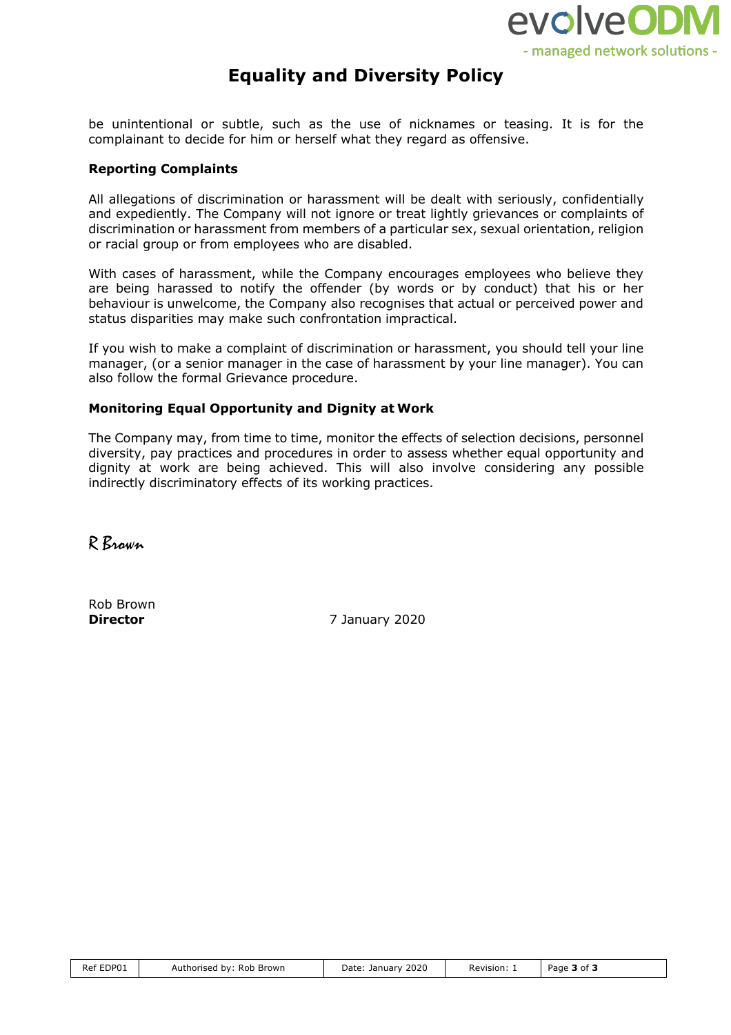be unintentional or subtle, such as the use of nicknames or teasing. It is for the complainant to decide for him or herself what they regard as offensive.

**Reporting Complaints**

All allegations of discrimination or harassment will be dealt with seriously, confidentially and expediently. The Company will not ignore or treat lightly grievances or complaints of discrimination or harassment from members of a particular sex, sexual orientation, religion or racial group or from employees who are disabled.

With cases of harassment, while the Company encourages employees who believe they are being harassed to notify the offender (by words or by conduct) that his or her behaviour is unwelcome, the Company also recognises that actual or perceived power and status disparities may make such confrontation impractical.

If you wish to make a complaint of discrimination or harassment, you should tell your line manager, (or a senior manager in the case of harassment by your line manager). You can also follow the formal Grievance procedure.

**Monitoring Equal Opportunity and Dignity at Work**

The Company may, from time to time, monitor the effects of selection decisions, personnel diversity, pay practices and procedures in order to assess whether equal opportunity and dignity at work are being achieved. This will also involve considering any possible indirectly discriminatory effects of its working practices.

*R Brown*

Rob Brown
**Director** 7 January 2020